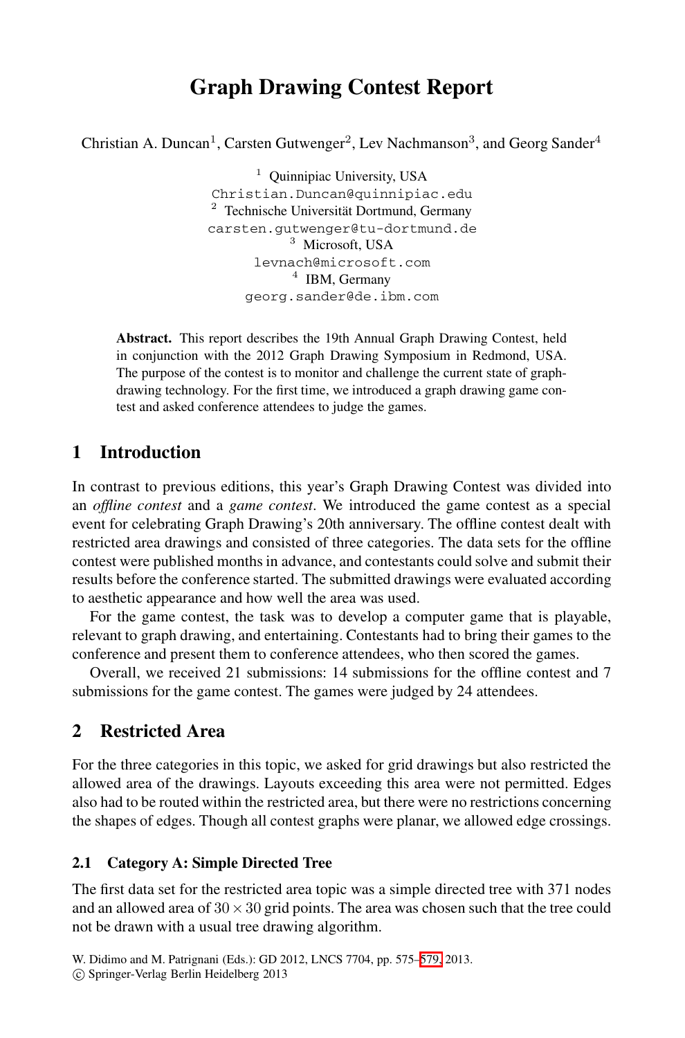# Graph Drawing Contest Report

Christian A. Duncan[1], Carsten Gutwenger[2], Lev Nachmanson[3], and Georg Sander[4]

[1] Quinnipiac University, USA
Christian.Duncan@quinnipiac.edu
[2] Technische Universität Dortmund, Germany
carsten.gutwenger@tu-dortmund.de
[3] Microsoft, USA
levnach@microsoft.com
[4] IBM, Germany
georg.sander@de.ibm.com

**Abstract.** This report describes the 19th Annual Graph Drawing Contest, held in conjunction with the 2012 Graph Drawing Symposium in Redmond, USA. The purpose of the contest is to monitor and challenge the current state of graph-drawing technology. For the first time, we introduced a graph drawing game contest and asked conference attendees to judge the games.

## 1 Introduction

In contrast to previous editions, this year's Graph Drawing Contest was divided into an *offline contest* and a *game contest*. We introduced the game contest as a special event for celebrating Graph Drawing's 20th anniversary. The offline contest dealt with restricted area drawings and consisted of three categories. The data sets for the offline contest were published months in advance, and contestants could solve and submit their results before the conference started. The submitted drawings were evaluated according to aesthetic appearance and how well the area was used.

For the game contest, the task was to develop a computer game that is playable, relevant to graph drawing, and entertaining. Contestants had to bring their games to the conference and present them to conference attendees, who then scored the games.

Overall, we received 21 submissions: 14 submissions for the offline contest and 7 submissions for the game contest. The games were judged by 24 attendees.

## 2 Restricted Area

For the three categories in this topic, we asked for grid drawings but also restricted the allowed area of the drawings. Layouts exceeding this area were not permitted. Edges also had to be routed within the restricted area, but there were no restrictions concerning the shapes of edges. Though all contest graphs were planar, we allowed edge crossings.

### 2.1 Category A: Simple Directed Tree

The first data set for the restricted area topic was a simple directed tree with 371 nodes and an allowed area of $30 \times 30$ grid points. The area was chosen such that the tree could not be drawn with a usual tree drawing algorithm.

W. Didimo and M. Patrignani (Eds.): GD 2012, LNCS 7704, pp. 575–579, 2013.
© Springer-Verlag Berlin Heidelberg 2013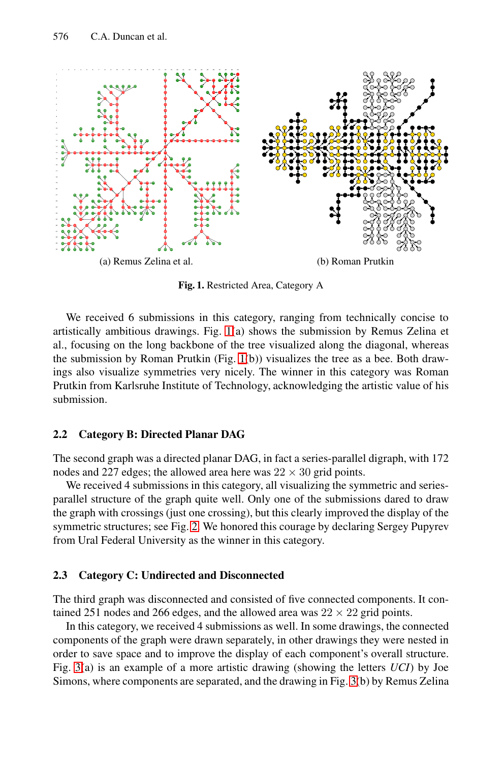(a) Remus Zelina et al.

(b) Roman Prutkin

**Fig. 1.** Restricted Area, Category A

We received 6 submissions in this category, ranging from technically concise to artistically ambitious drawings. Fig. 1(a) shows the submission by Remus Zelina et al., focusing on the long backbone of the tree visualized along the diagonal, whereas the submission by Roman Prutkin (Fig. 1(b)) visualizes the tree as a bee. Both drawings also visualize symmetries very nicely. The winner in this category was Roman Prutkin from Karlsruhe Institute of Technology, acknowledging the artistic value of his submission.

### 2.2 Category B: Directed Planar DAG

The second graph was a directed planar DAG, in fact a series-parallel digraph, with 172 nodes and 227 edges; the allowed area here was $22 \times 30$ grid points.

We received 4 submissions in this category, all visualizing the symmetric and series-parallel structure of the graph quite well. Only one of the submissions dared to draw the graph with crossings (just one crossing), but this clearly improved the display of the symmetric structures; see Fig. 2. We honored this courage by declaring Sergey Pupyrev from Ural Federal University as the winner in this category.

### 2.3 Category C: Undirected and Disconnected

The third graph was disconnected and consisted of five connected components. It contained 251 nodes and 266 edges, and the allowed area was $22 \times 22$ grid points.

In this category, we received 4 submissions as well. In some drawings, the connected components of the graph were drawn separately, in other drawings they were nested in order to save space and to improve the display of each component's overall structure. Fig. 3(a) is an example of a more artistic drawing (showing the letters *UCI*) by Joe Simons, where components are separated, and the drawing in Fig. 3(b) by Remus Zelina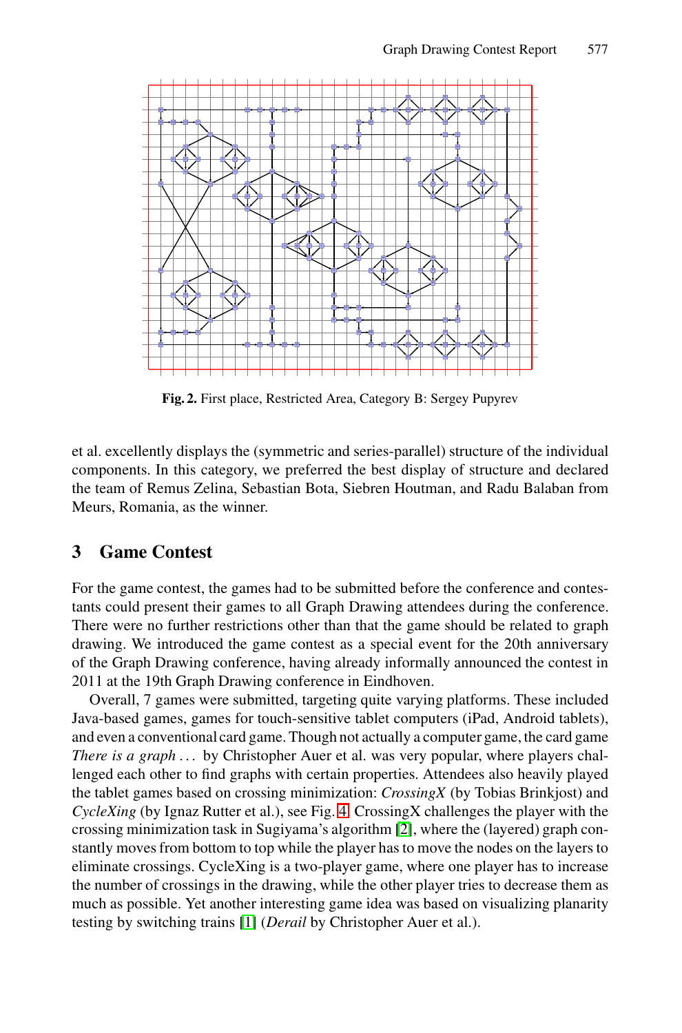**Fig. 2.** First place, Restricted Area, Category B: Sergey Pupyrev

et al. excellently displays the (symmetric and series-parallel) structure of the individual components. In this category, we preferred the best display of structure and declared the team of Remus Zelina, Sebastian Bota, Siebren Houtman, and Radu Balaban from Meurs, Romania, as the winner.

## 3 Game Contest

For the game contest, the games had to be submitted before the conference and contestants could present their games to all Graph Drawing attendees during the conference. There were no further restrictions other than that the game should be related to graph drawing. We introduced the game contest as a special event for the 20th anniversary of the Graph Drawing conference, having already informally announced the contest in 2011 at the 19th Graph Drawing conference in Eindhoven.

Overall, 7 games were submitted, targeting quite varying platforms. These included Java-based games, games for touch-sensitive tablet computers (iPad, Android tablets), and even a conventional card game. Though not actually a computer game, the card game *There is a graph . . .* by Christopher Auer et al. was very popular, where players challenged each other to find graphs with certain properties. Attendees also heavily played the tablet games based on crossing minimization: *CrossingX* (by Tobias Brinkjost) and *CycleXing* (by Ignaz Rutter et al.), see Fig. 4. CrossingX challenges the player with the crossing minimization task in Sugiyama's algorithm [2], where the (layered) graph constantly moves from bottom to top while the player has to move the nodes on the layers to eliminate crossings. CycleXing is a two-player game, where one player has to increase the number of crossings in the drawing, while the other player tries to decrease them as much as possible. Yet another interesting game idea was based on visualizing planarity testing by switching trains [1] (*Derail* by Christopher Auer et al.).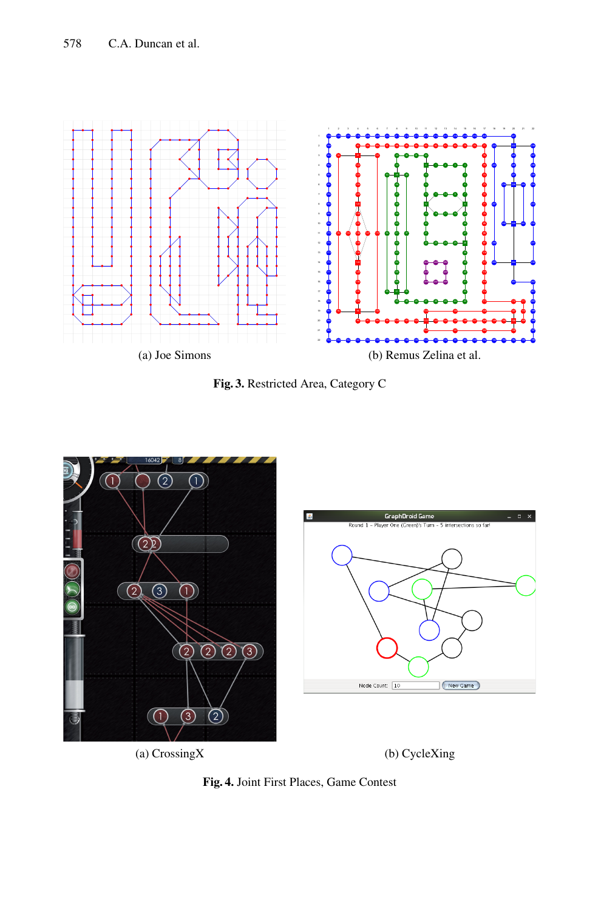(a) Joe Simons

(b) Remus Zelina et al.

**Fig. 3.** Restricted Area, Category C

(a) CrossingX

(b) CycleXing

**Fig. 4.** Joint First Places, Game Contest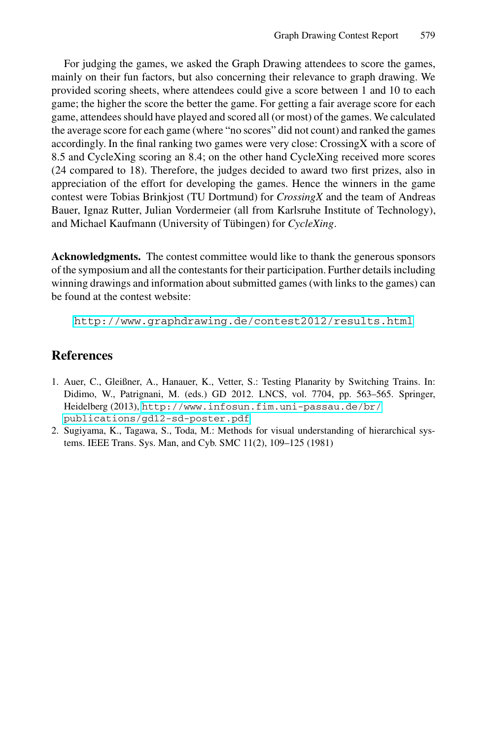For judging the games, we asked the Graph Drawing attendees to score the games, mainly on their fun factors, but also concerning their relevance to graph drawing. We provided scoring sheets, where attendees could give a score between 1 and 10 to each game; the higher the score the better the game. For getting a fair average score for each game, attendees should have played and scored all (or most) of the games. We calculated the average score for each game (where "no scores" did not count) and ranked the games accordingly. In the final ranking two games were very close: CrossingX with a score of 8.5 and CycleXing scoring an 8.4; on the other hand CycleXing received more scores (24 compared to 18). Therefore, the judges decided to award two first prizes, also in appreciation of the effort for developing the games. Hence the winners in the game contest were Tobias Brinkjost (TU Dortmund) for *CrossingX* and the team of Andreas Bauer, Ignaz Rutter, Julian Vordermeier (all from Karlsruhe Institute of Technology), and Michael Kaufmann (University of Tübingen) for *CycleXing*.

**Acknowledgments.** The contest committee would like to thank the generous sponsors of the symposium and all the contestants for their participation. Further details including winning drawings and information about submitted games (with links to the games) can be found at the contest website:

http://www.graphdrawing.de/contest2012/results.html

## References

1. Auer, C., Gleißner, A., Hanauer, K., Vetter, S.: Testing Planarity by Switching Trains. In: Didimo, W., Patrignani, M. (eds.) GD 2012. LNCS, vol. 7704, pp. 563–565. Springer, Heidelberg (2013), http://www.infosun.fim.uni-passau.de/br/publications/gd12-sd-poster.pdf
2. Sugiyama, K., Tagawa, S., Toda, M.: Methods for visual understanding of hierarchical systems. IEEE Trans. Sys. Man, and Cyb. SMC 11(2), 109–125 (1981)